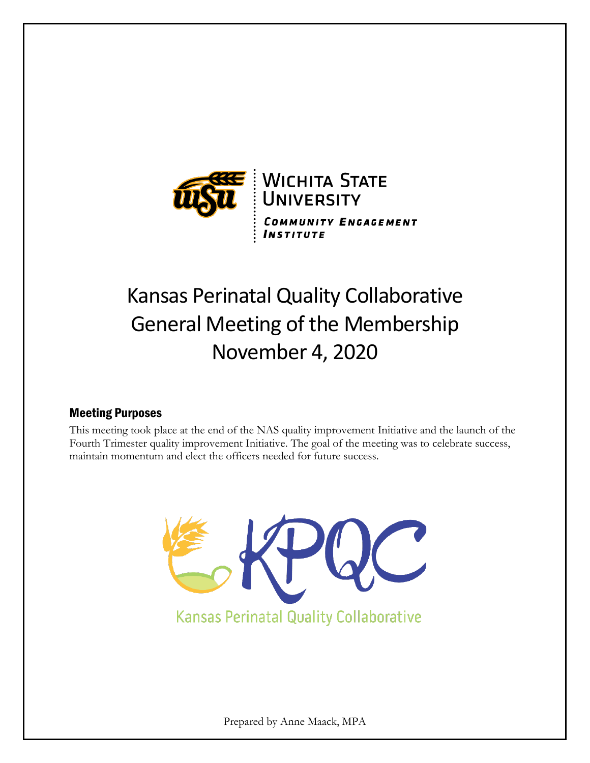Wichita State University

Community Engagement Institute

# Kansas Perinatal Quality Collaborative General Meeting of the Membership November 4, 2020

## Meeting Purposes

This meeting took place at the end of the NAS quality improvement Initiative and the launch of the Fourth Trimester quality improvement Initiative. The goal of the meeting was to celebrate success, maintain momentum and elect the officers needed for future success.

KPQC

Kansas Perinatal Quality Collaborative

Prepared by Anne Maack, MPA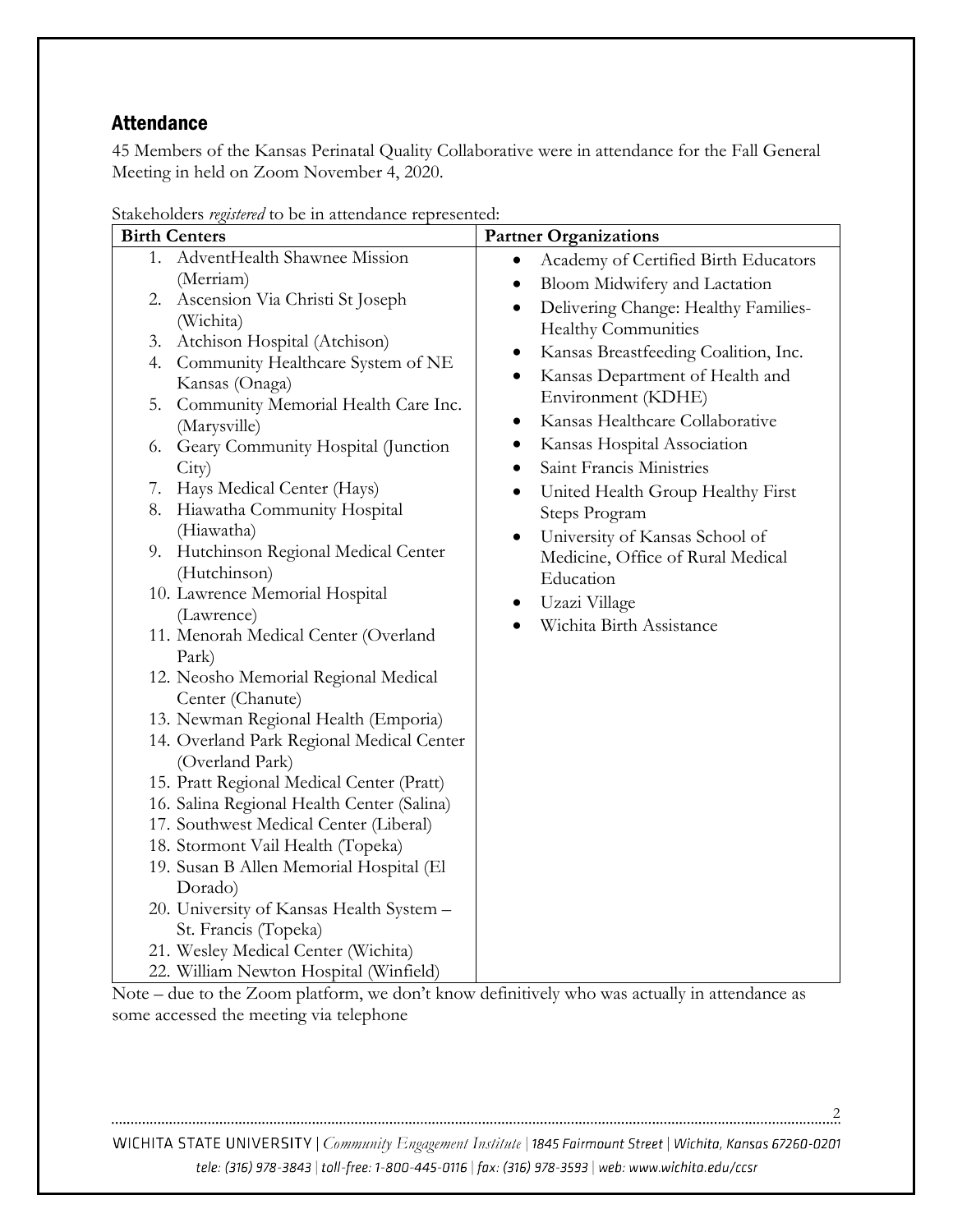## Attendance

45 Members of the Kansas Perinatal Quality Collaborative were in attendance for the Fall General Meeting in held on Zoom November 4, 2020.

Stakeholders *registered* to be in attendance represented:

| Birth Centers | Partner Organizations |
| --- | --- |
| 1. AdventHealth Shawnee Mission (Merriam)<br>2. Ascension Via Christi St Joseph (Wichita)<br>3. Atchison Hospital (Atchison)<br>4. Community Healthcare System of NE Kansas (Onaga)<br>5. Community Memorial Health Care Inc. (Marysville)<br>6. Geary Community Hospital (Junction City)<br>7. Hays Medical Center (Hays)<br>8. Hiawatha Community Hospital (Hiawatha)<br>9. Hutchinson Regional Medical Center (Hutchinson)<br>10. Lawrence Memorial Hospital (Lawrence)<br>11. Menorah Medical Center (Overland Park)<br>12. Neosho Memorial Regional Medical Center (Chanute)<br>13. Newman Regional Health (Emporia)<br>14. Overland Park Regional Medical Center (Overland Park)<br>15. Pratt Regional Medical Center (Pratt)<br>16. Salina Regional Health Center (Salina)<br>17. Southwest Medical Center (Liberal)<br>18. Stormont Vail Health (Topeka)<br>19. Susan B Allen Memorial Hospital (El Dorado)<br>20. University of Kansas Health System – St. Francis (Topeka)<br>21. Wesley Medical Center (Wichita)<br>22. William Newton Hospital (Winfield) | • Academy of Certified Birth Educators<br>• Bloom Midwifery and Lactation<br>• Delivering Change: Healthy Families-Healthy Communities<br>• Kansas Breastfeeding Coalition, Inc.<br>• Kansas Department of Health and Environment (KDHE)<br>• Kansas Healthcare Collaborative<br>• Kansas Hospital Association<br>• Saint Francis Ministries<br>• United Health Group Healthy First Steps Program<br>• University of Kansas School of Medicine, Office of Rural Medical Education<br>• Uzazi Village<br>• Wichita Birth Assistance |

Note – due to the Zoom platform, we don't know definitively who was actually in attendance as some accessed the meeting via telephone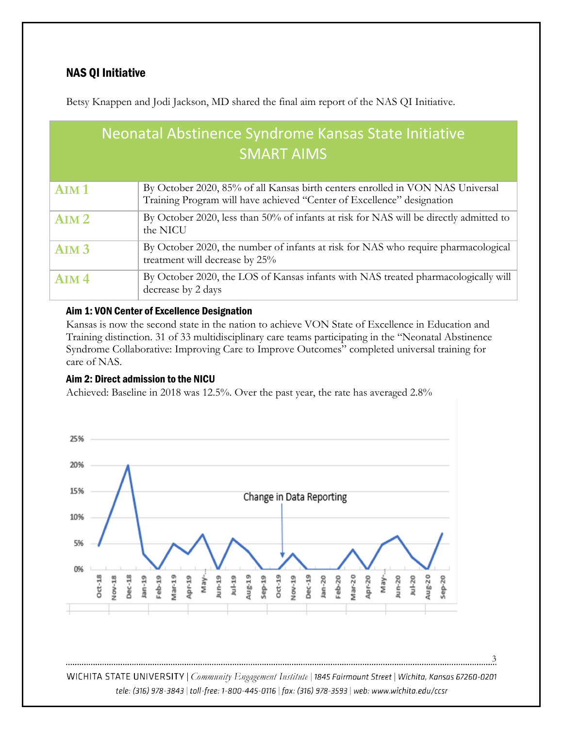### NAS QI Initiative

Betsy Knappen and Jodi Jackson, MD shared the final aim report of the NAS QI Initiative.

| Neonatal Abstinence Syndrome Kansas State Initiative SMART AIMS | |
|---|---|
| **AIM 1** | By October 2020, 85% of all Kansas birth centers enrolled in VON NAS Universal Training Program will have achieved "Center of Excellence" designation |
| **AIM 2** | By October 2020, less than 50% of infants at risk for NAS will be directly admitted to the NICU |
| **AIM 3** | By October 2020, the number of infants at risk for NAS who require pharmacological treatment will decrease by 25% |
| **AIM 4** | By October 2020, the LOS of Kansas infants with NAS treated pharmacologically will decrease by 2 days |

#### Aim 1: VON Center of Excellence Designation

Kansas is now the second state in the nation to achieve VON State of Excellence in Education and Training distinction. 31 of 33 multidisciplinary care teams participating in the "Neonatal Abstinence Syndrome Collaborative: Improving Care to Improve Outcomes" completed universal training for care of NAS.

#### Aim 2: Direct admission to the NICU

Achieved: Baseline in 2018 was 12.5%. Over the past year, the rate has averaged 2.8%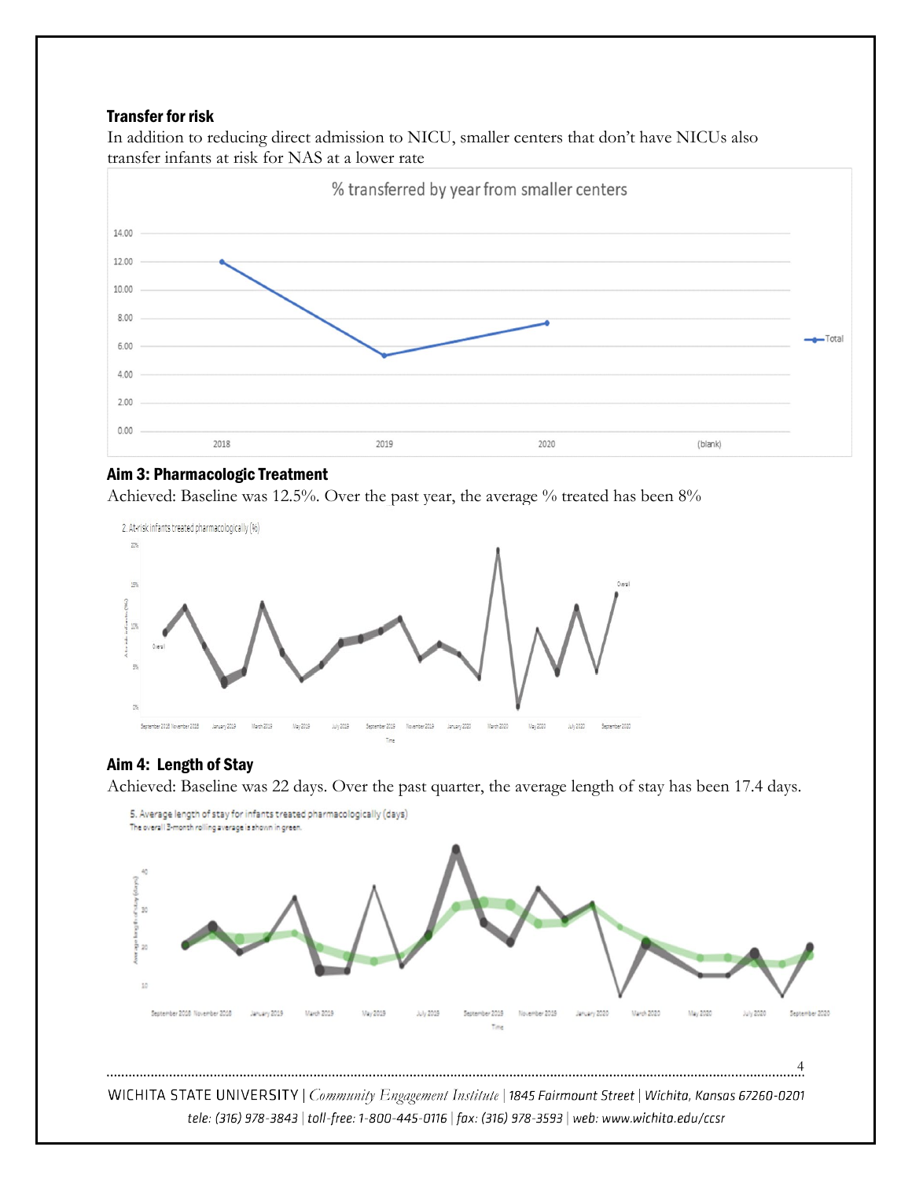#### Transfer for risk

In addition to reducing direct admission to NICU, smaller centers that don't have NICUs also transfer infants at risk for NAS at a lower rate

#### Aim 3: Pharmacologic Treatment

Achieved: Baseline was 12.5%. Over the past year, the average % treated has been 8%

#### Aim 4: Length of Stay

Achieved: Baseline was 22 days. Over the past quarter, the average length of stay has been 17.4 days.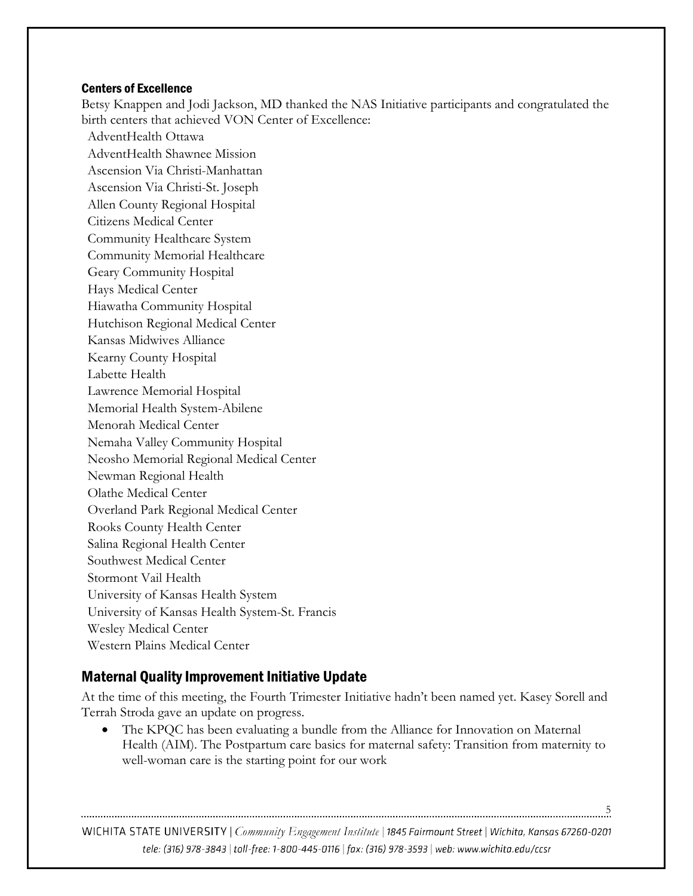#### Centers of Excellence

Betsy Knappen and Jodi Jackson, MD thanked the NAS Initiative participants and congratulated the birth centers that achieved VON Center of Excellence:

AdventHealth Ottawa
AdventHealth Shawnee Mission
Ascension Via Christi-Manhattan
Ascension Via Christi-St. Joseph
Allen County Regional Hospital
Citizens Medical Center
Community Healthcare System
Community Memorial Healthcare
Geary Community Hospital
Hays Medical Center
Hiawatha Community Hospital
Hutchison Regional Medical Center
Kansas Midwives Alliance
Kearny County Hospital
Labette Health
Lawrence Memorial Hospital
Memorial Health System-Abilene
Menorah Medical Center
Nemaha Valley Community Hospital
Neosho Memorial Regional Medical Center
Newman Regional Health
Olathe Medical Center
Overland Park Regional Medical Center
Rooks County Health Center
Salina Regional Health Center
Southwest Medical Center
Stormont Vail Health
University of Kansas Health System
University of Kansas Health System-St. Francis
Wesley Medical Center
Western Plains Medical Center

### Maternal Quality Improvement Initiative Update

At the time of this meeting, the Fourth Trimester Initiative hadn't been named yet. Kasey Sorell and Terrah Stroda gave an update on progress.

- The KPQC has been evaluating a bundle from the Alliance for Innovation on Maternal Health (AIM). The Postpartum care basics for maternal safety: Transition from maternity to well-woman care is the starting point for our work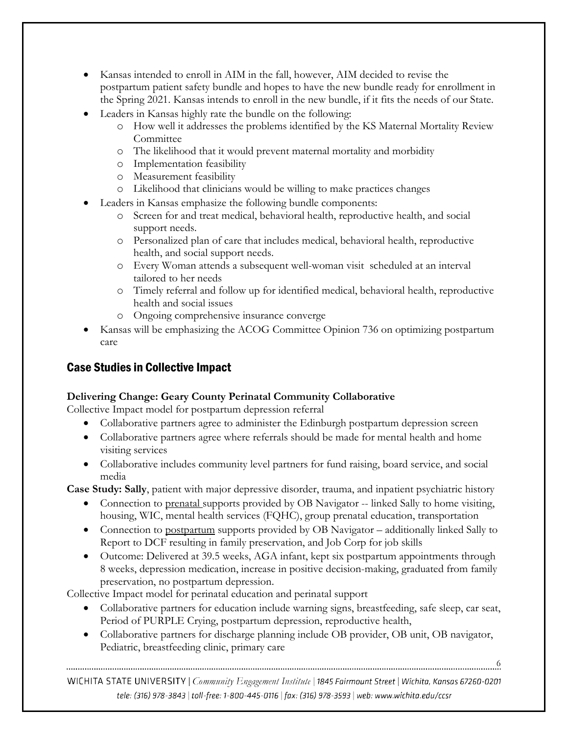- Kansas intended to enroll in AIM in the fall, however, AIM decided to revise the postpartum patient safety bundle and hopes to have the new bundle ready for enrollment in the Spring 2021. Kansas intends to enroll in the new bundle, if it fits the needs of our State.
- Leaders in Kansas highly rate the bundle on the following:
  - How well it addresses the problems identified by the KS Maternal Mortality Review Committee
  - The likelihood that it would prevent maternal mortality and morbidity
  - Implementation feasibility
  - Measurement feasibility
  - Likelihood that clinicians would be willing to make practices changes
- Leaders in Kansas emphasize the following bundle components:
  - Screen for and treat medical, behavioral health, reproductive health, and social support needs.
  - Personalized plan of care that includes medical, behavioral health, reproductive health, and social support needs.
  - Every Woman attends a subsequent well-woman visit scheduled at an interval tailored to her needs
  - Timely referral and follow up for identified medical, behavioral health, reproductive health and social issues
  - Ongoing comprehensive insurance converge
- Kansas will be emphasizing the ACOG Committee Opinion 736 on optimizing postpartum care

## Case Studies in Collective Impact

**Delivering Change: Geary County Perinatal Community Collaborative**

Collective Impact model for postpartum depression referral

- Collaborative partners agree to administer the Edinburgh postpartum depression screen
- Collaborative partners agree where referrals should be made for mental health and home visiting services
- Collaborative includes community level partners for fund raising, board service, and social media

**Case Study: Sally**, patient with major depressive disorder, trauma, and inpatient psychiatric history

- Connection to <u>prenatal</u> supports provided by OB Navigator -- linked Sally to home visiting, housing, WIC, mental health services (FQHC), group prenatal education, transportation
- Connection to <u>postpartum</u> supports provided by OB Navigator – additionally linked Sally to Report to DCF resulting in family preservation, and Job Corp for job skills
- Outcome: Delivered at 39.5 weeks, AGA infant, kept six postpartum appointments through 8 weeks, depression medication, increase in positive decision-making, graduated from family preservation, no postpartum depression.

Collective Impact model for perinatal education and perinatal support

- Collaborative partners for education include warning signs, breastfeeding, safe sleep, car seat, Period of PURPLE Crying, postpartum depression, reproductive health,
- Collaborative partners for discharge planning include OB provider, OB unit, OB navigator, Pediatric, breastfeeding clinic, primary care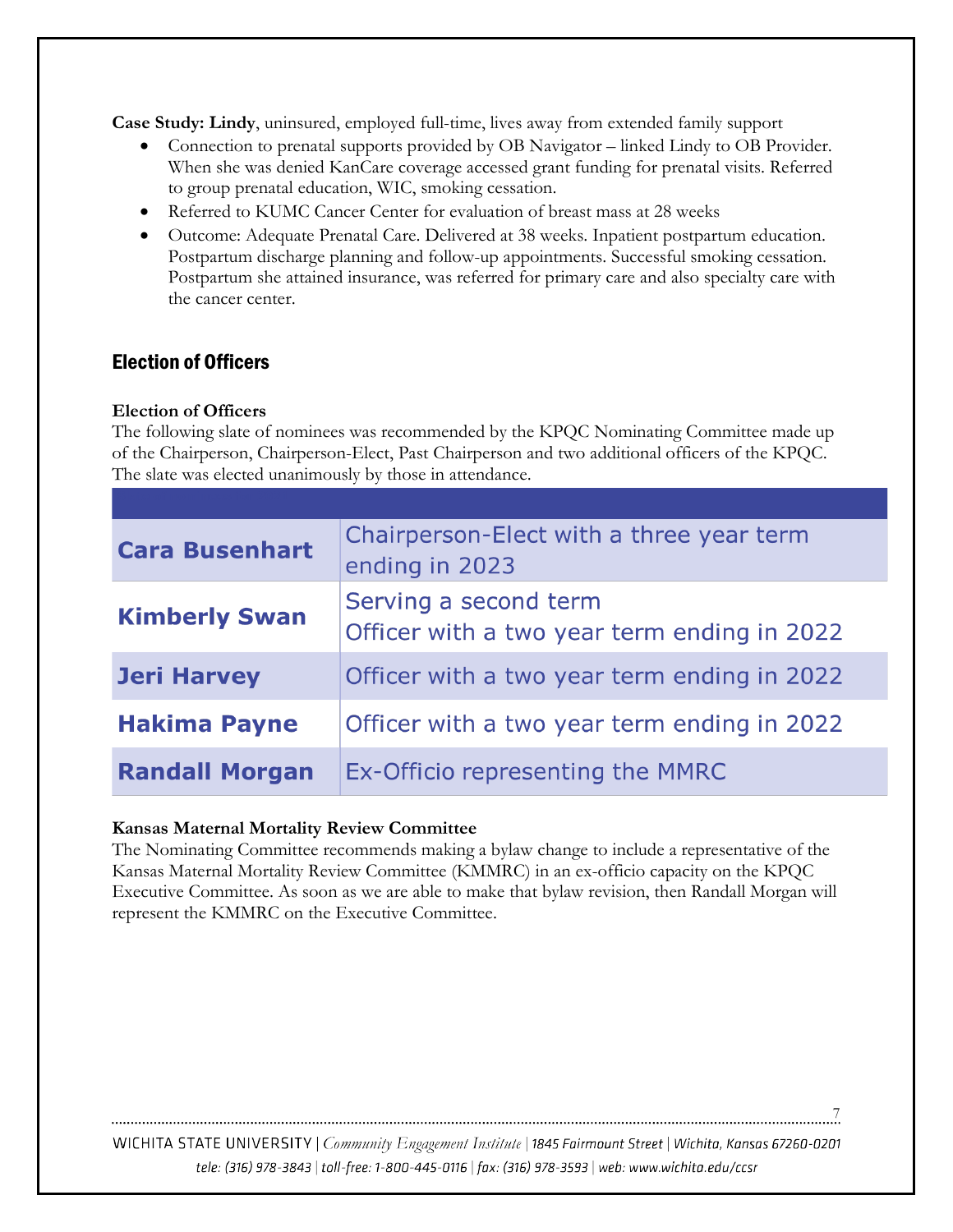**Case Study: Lindy**, uninsured, employed full-time, lives away from extended family support

- Connection to prenatal supports provided by OB Navigator – linked Lindy to OB Provider. When she was denied KanCare coverage accessed grant funding for prenatal visits. Referred to group prenatal education, WIC, smoking cessation.
- Referred to KUMC Cancer Center for evaluation of breast mass at 28 weeks
- Outcome: Adequate Prenatal Care. Delivered at 38 weeks. Inpatient postpartum education. Postpartum discharge planning and follow-up appointments. Successful smoking cessation. Postpartum she attained insurance, was referred for primary care and also specialty care with the cancer center.

## Election of Officers

**Election of Officers**

The following slate of nominees was recommended by the KPQC Nominating Committee made up of the Chairperson, Chairperson-Elect, Past Chairperson and two additional officers of the KPQC. The slate was elected unanimously by those in attendance.

| | |
|---|---|
| **Cara Busenhart** | Chairperson-Elect with a three year term ending in 2023 |
| **Kimberly Swan** | Serving a second term<br>Officer with a two year term ending in 2022 |
| **Jeri Harvey** | Officer with a two year term ending in 2022 |
| **Hakima Payne** | Officer with a two year term ending in 2022 |
| **Randall Morgan** | Ex-Officio representing the MMRC |

**Kansas Maternal Mortality Review Committee**

The Nominating Committee recommends making a bylaw change to include a representative of the Kansas Maternal Mortality Review Committee (KMMRC) in an ex-officio capacity on the KPQC Executive Committee. As soon as we are able to make that bylaw revision, then Randall Morgan will represent the KMMRC on the Executive Committee.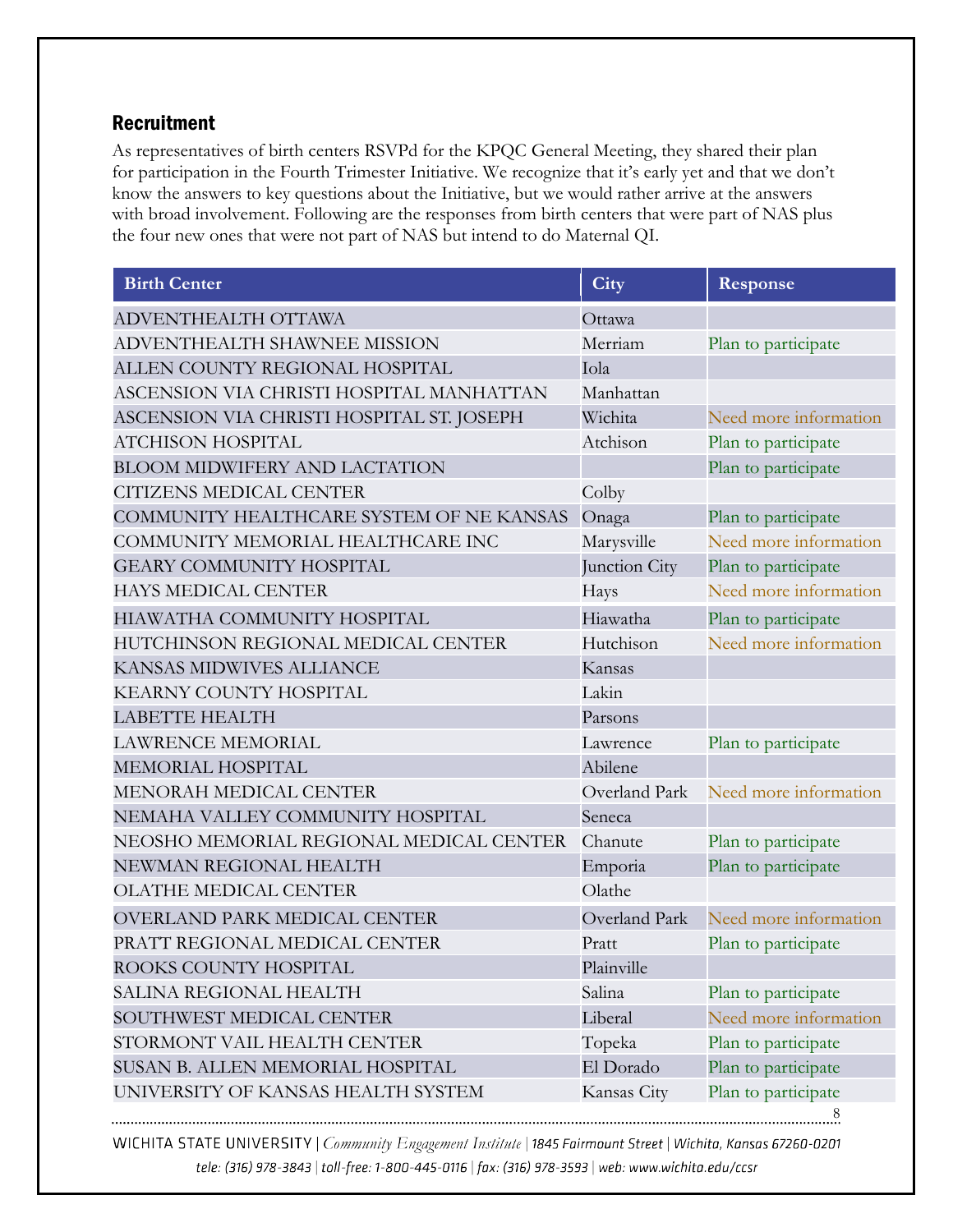## Recruitment

As representatives of birth centers RSVPd for the KPQC General Meeting, they shared their plan for participation in the Fourth Trimester Initiative. We recognize that it's early yet and that we don't know the answers to key questions about the Initiative, but we would rather arrive at the answers with broad involvement. Following are the responses from birth centers that were part of NAS plus the four new ones that were not part of NAS but intend to do Maternal QI.

| Birth Center | City | Response |
|---|---|---|
| ADVENTHEALTH OTTAWA | Ottawa | |
| ADVENTHEALTH SHAWNEE MISSION | Merriam | Plan to participate |
| ALLEN COUNTY REGIONAL HOSPITAL | Iola | |
| ASCENSION VIA CHRISTI HOSPITAL MANHATTAN | Manhattan | |
| ASCENSION VIA CHRISTI HOSPITAL ST. JOSEPH | Wichita | Need more information |
| ATCHISON HOSPITAL | Atchison | Plan to participate |
| BLOOM MIDWIFERY AND LACTATION | | Plan to participate |
| CITIZENS MEDICAL CENTER | Colby | |
| COMMUNITY HEALTHCARE SYSTEM OF NE KANSAS | Onaga | Plan to participate |
| COMMUNITY MEMORIAL HEALTHCARE INC | Marysville | Need more information |
| GEARY COMMUNITY HOSPITAL | Junction City | Plan to participate |
| HAYS MEDICAL CENTER | Hays | Need more information |
| HIAWATHA COMMUNITY HOSPITAL | Hiawatha | Plan to participate |
| HUTCHINSON REGIONAL MEDICAL CENTER | Hutchison | Need more information |
| KANSAS MIDWIVES ALLIANCE | Kansas | |
| KEARNY COUNTY HOSPITAL | Lakin | |
| LABETTE HEALTH | Parsons | |
| LAWRENCE MEMORIAL | Lawrence | Plan to participate |
| MEMORIAL HOSPITAL | Abilene | |
| MENORAH MEDICAL CENTER | Overland Park | Need more information |
| NEMAHA VALLEY COMMUNITY HOSPITAL | Seneca | |
| NEOSHO MEMORIAL REGIONAL MEDICAL CENTER | Chanute | Plan to participate |
| NEWMAN REGIONAL HEALTH | Emporia | Plan to participate |
| OLATHE MEDICAL CENTER | Olathe | |
| OVERLAND PARK MEDICAL CENTER | Overland Park | Need more information |
| PRATT REGIONAL MEDICAL CENTER | Pratt | Plan to participate |
| ROOKS COUNTY HOSPITAL | Plainville | |
| SALINA REGIONAL HEALTH | Salina | Plan to participate |
| SOUTHWEST MEDICAL CENTER | Liberal | Need more information |
| STORMONT VAIL HEALTH CENTER | Topeka | Plan to participate |
| SUSAN B. ALLEN MEMORIAL HOSPITAL | El Dorado | Plan to participate |
| UNIVERSITY OF KANSAS HEALTH SYSTEM | Kansas City | Plan to participate |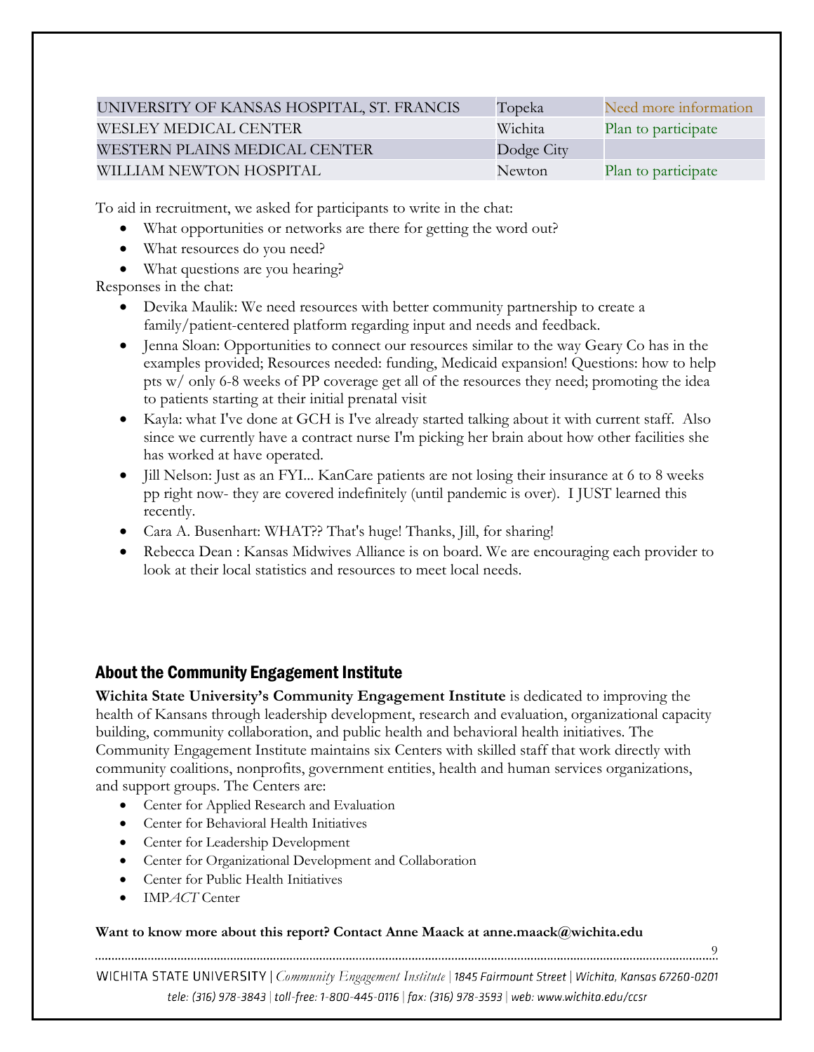| | | |
|---|---|---|
| UNIVERSITY OF KANSAS HOSPITAL, ST. FRANCIS | Topeka | Need more information |
| WESLEY MEDICAL CENTER | Wichita | Plan to participate |
| WESTERN PLAINS MEDICAL CENTER | Dodge City | |
| WILLIAM NEWTON HOSPITAL | Newton | Plan to participate |

To aid in recruitment, we asked for participants to write in the chat:

- What opportunities or networks are there for getting the word out?
- What resources do you need?
- What questions are you hearing?

Responses in the chat:

- Devika Maulik: We need resources with better community partnership to create a family/patient-centered platform regarding input and needs and feedback.
- Jenna Sloan: Opportunities to connect our resources similar to the way Geary Co has in the examples provided; Resources needed: funding, Medicaid expansion! Questions: how to help pts w/ only 6-8 weeks of PP coverage get all of the resources they need; promoting the idea to patients starting at their initial prenatal visit
- Kayla: what I've done at GCH is I've already started talking about it with current staff. Also since we currently have a contract nurse I'm picking her brain about how other facilities she has worked at have operated.
- Jill Nelson: Just as an FYI... KanCare patients are not losing their insurance at 6 to 8 weeks pp right now- they are covered indefinitely (until pandemic is over). I JUST learned this recently.
- Cara A. Busenhart: WHAT?? That's huge! Thanks, Jill, for sharing!
- Rebecca Dean : Kansas Midwives Alliance is on board. We are encouraging each provider to look at their local statistics and resources to meet local needs.

## About the Community Engagement Institute

**Wichita State University's Community Engagement Institute** is dedicated to improving the health of Kansans through leadership development, research and evaluation, organizational capacity building, community collaboration, and public health and behavioral health initiatives. The Community Engagement Institute maintains six Centers with skilled staff that work directly with community coalitions, nonprofits, government entities, health and human services organizations, and support groups. The Centers are:

- Center for Applied Research and Evaluation
- Center for Behavioral Health Initiatives
- Center for Leadership Development
- Center for Organizational Development and Collaboration
- Center for Public Health Initiatives
- IMP*ACT* Center

**Want to know more about this report? Contact Anne Maack at anne.maack@wichita.edu**

WICHITA STATE UNIVERSITY | *Community Engagement Institute* | 1845 Fairmount Street | Wichita, Kansas 67260-0201
tele: (316) 978-3843 | toll-free: 1-800-445-0116 | fax: (316) 978-3593 | web: www.wichita.edu/ccsr